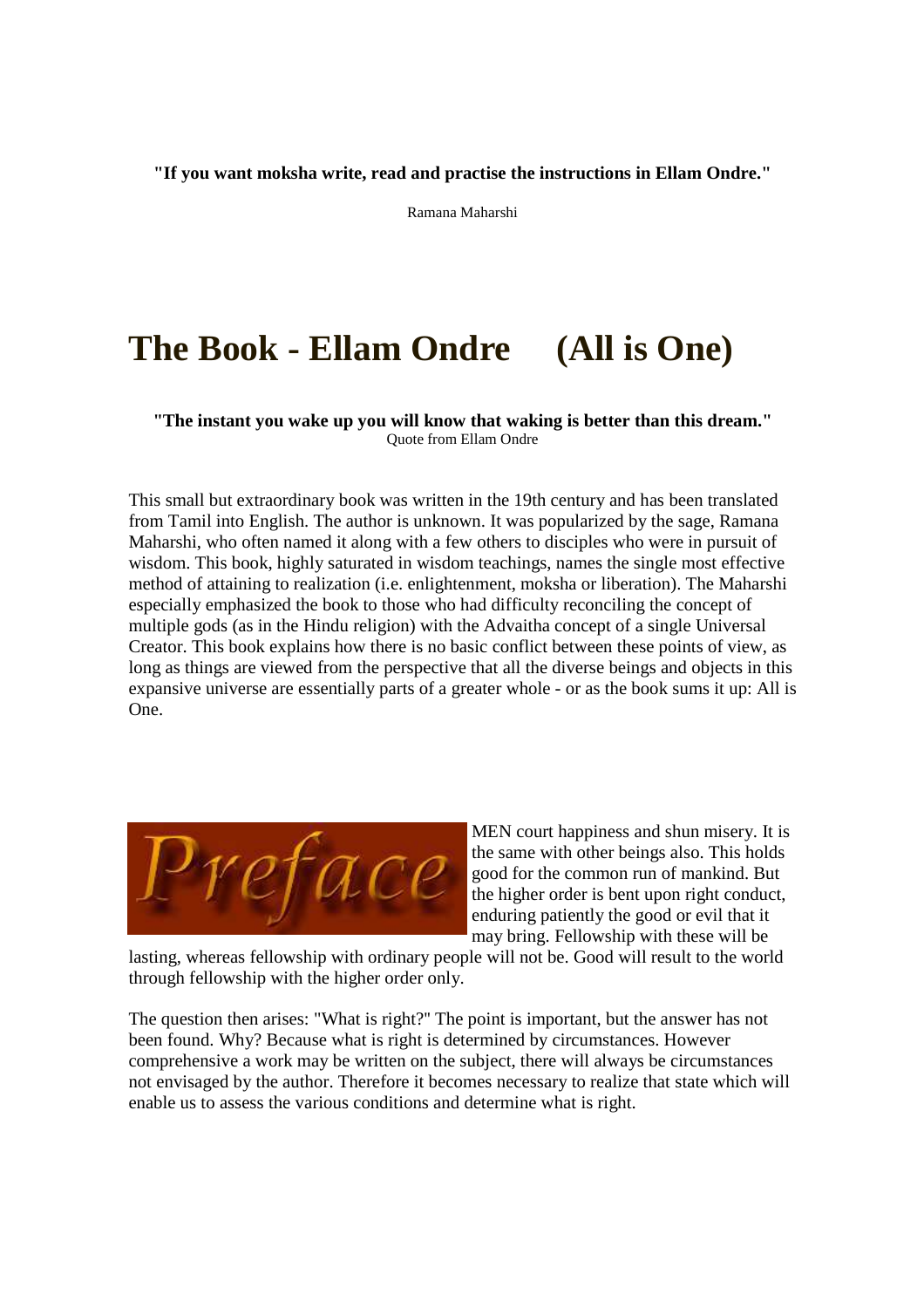**"If you want moksha write, read and practise the instructions in Ellam Ondre."**

Ramana Maharshi

# The Book - Ellam Ondre (All is One)

**"The instant you wake up you will know that waking is better than this dream."**
Quote from Ellam Ondre

This small but extraordinary book was written in the 19th century and has been translated from Tamil into English. The author is unknown. It was popularized by the sage, Ramana Maharshi, who often named it along with a few others to disciples who were in pursuit of wisdom. This book, highly saturated in wisdom teachings, names the single most effective method of attaining to realization (i.e. enlightenment, moksha or liberation). The Maharshi especially emphasized the book to those who had difficulty reconciling the concept of multiple gods (as in the Hindu religion) with the Advaitha concept of a single Universal Creator. This book explains how there is no basic conflict between these points of view, as long as things are viewed from the perspective that all the diverse beings and objects in this expansive universe are essentially parts of a greater whole - or as the book sums it up: All is One.

## Preface

MEN court happiness and shun misery. It is the same with other beings also. This holds good for the common run of mankind. But the higher order is bent upon right conduct, enduring patiently the good or evil that it may bring. Fellowship with these will be lasting, whereas fellowship with ordinary people will not be. Good will result to the world through fellowship with the higher order only.

The question then arises: "What is right?" The point is important, but the answer has not been found. Why? Because what is right is determined by circumstances. However comprehensive a work may be written on the subject, there will always be circumstances not envisaged by the author. Therefore it becomes necessary to realize that state which will enable us to assess the various conditions and determine what is right.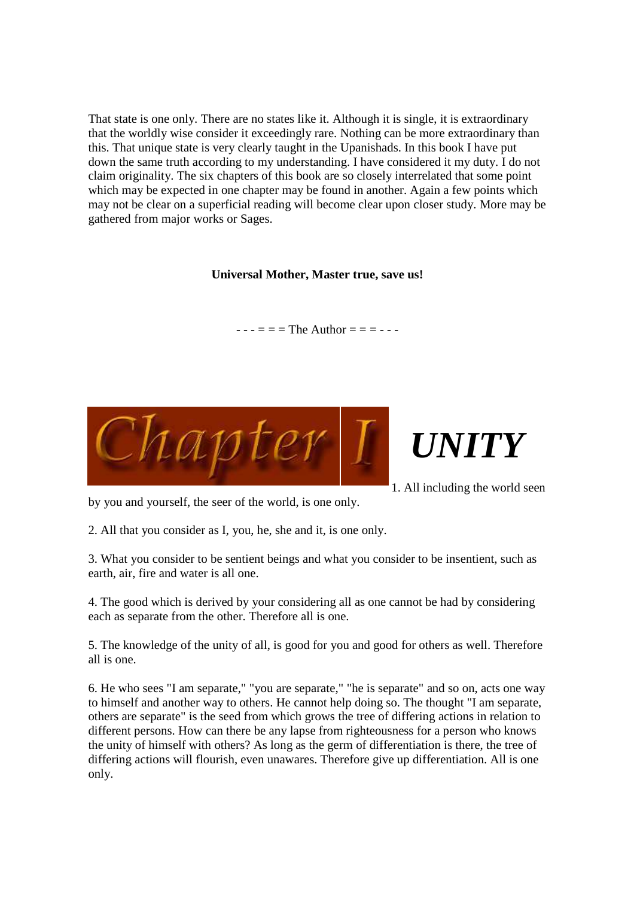That state is one only. There are no states like it. Although it is single, it is extraordinary that the worldly wise consider it exceedingly rare. Nothing can be more extraordinary than this. That unique state is very clearly taught in the Upanishads. In this book I have put down the same truth according to my understanding. I have considered it my duty. I do not claim originality. The six chapters of this book are so closely interrelated that some point which may be expected in one chapter may be found in another. Again a few points which may not be clear on a superficial reading will become clear upon closer study. More may be gathered from major works or Sages.

**Universal Mother, Master true, save us!**

- - - = = = The Author = = = - - -

# Chapter I *UNITY*

1. All including the world seen by you and yourself, the seer of the world, is one only.

2. All that you consider as I, you, he, she and it, is one only.

3. What you consider to be sentient beings and what you consider to be insentient, such as earth, air, fire and water is all one.

4. The good which is derived by your considering all as one cannot be had by considering each as separate from the other. Therefore all is one.

5. The knowledge of the unity of all, is good for you and good for others as well. Therefore all is one.

6. He who sees "I am separate," "you are separate," "he is separate" and so on, acts one way to himself and another way to others. He cannot help doing so. The thought "I am separate, others are separate" is the seed from which grows the tree of differing actions in relation to different persons. How can there be any lapse from righteousness for a person who knows the unity of himself with others? As long as the germ of differentiation is there, the tree of differing actions will flourish, even unawares. Therefore give up differentiation. All is one only.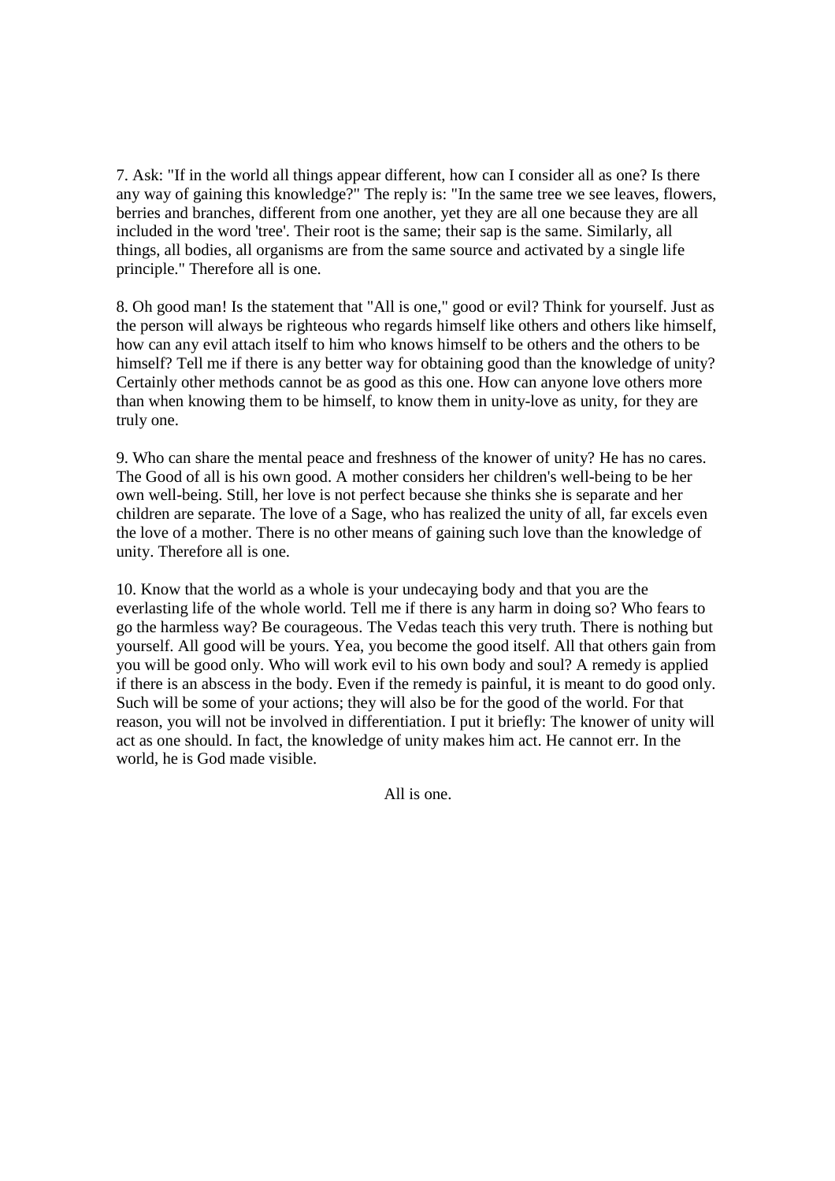7. Ask: "If in the world all things appear different, how can I consider all as one? Is there any way of gaining this knowledge?" The reply is: "In the same tree we see leaves, flowers, berries and branches, different from one another, yet they are all one because they are all included in the word 'tree'. Their root is the same; their sap is the same. Similarly, all things, all bodies, all organisms are from the same source and activated by a single life principle." Therefore all is one.

8. Oh good man! Is the statement that "All is one," good or evil? Think for yourself. Just as the person will always be righteous who regards himself like others and others like himself, how can any evil attach itself to him who knows himself to be others and the others to be himself? Tell me if there is any better way for obtaining good than the knowledge of unity? Certainly other methods cannot be as good as this one. How can anyone love others more than when knowing them to be himself, to know them in unity-love as unity, for they are truly one.

9. Who can share the mental peace and freshness of the knower of unity? He has no cares. The Good of all is his own good. A mother considers her children's well-being to be her own well-being. Still, her love is not perfect because she thinks she is separate and her children are separate. The love of a Sage, who has realized the unity of all, far excels even the love of a mother. There is no other means of gaining such love than the knowledge of unity. Therefore all is one.

10. Know that the world as a whole is your undecaying body and that you are the everlasting life of the whole world. Tell me if there is any harm in doing so? Who fears to go the harmless way? Be courageous. The Vedas teach this very truth. There is nothing but yourself. All good will be yours. Yea, you become the good itself. All that others gain from you will be good only. Who will work evil to his own body and soul? A remedy is applied if there is an abscess in the body. Even if the remedy is painful, it is meant to do good only. Such will be some of your actions; they will also be for the good of the world. For that reason, you will not be involved in differentiation. I put it briefly: The knower of unity will act as one should. In fact, the knowledge of unity makes him act. He cannot err. In the world, he is God made visible.

All is one.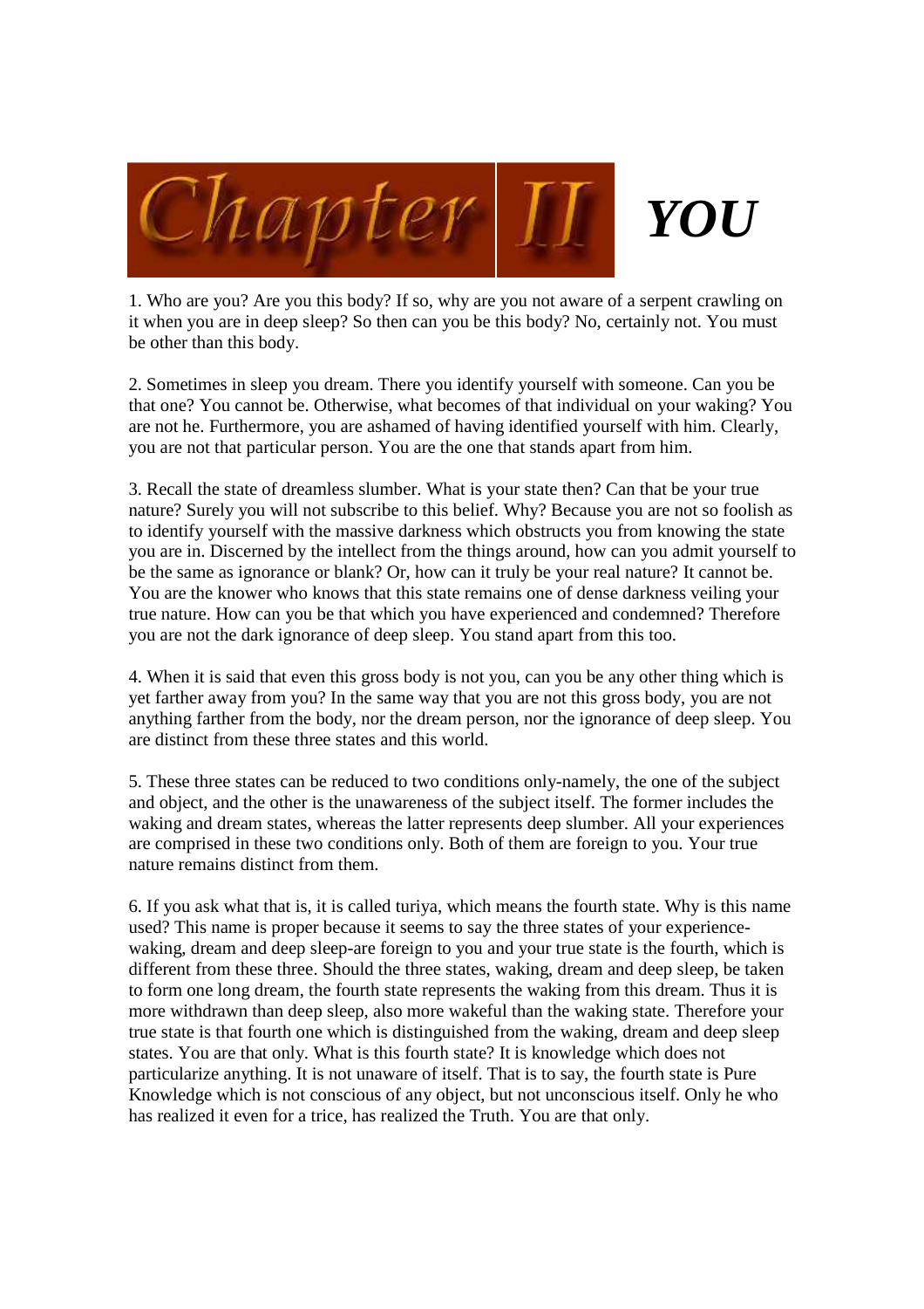# Chapter II YOU

1. Who are you? Are you this body? If so, why are you not aware of a serpent crawling on it when you are in deep sleep? So then can you be this body? No, certainly not. You must be other than this body.

2. Sometimes in sleep you dream. There you identify yourself with someone. Can you be that one? You cannot be. Otherwise, what becomes of that individual on your waking? You are not he. Furthermore, you are ashamed of having identified yourself with him. Clearly, you are not that particular person. You are the one that stands apart from him.

3. Recall the state of dreamless slumber. What is your state then? Can that be your true nature? Surely you will not subscribe to this belief. Why? Because you are not so foolish as to identify yourself with the massive darkness which obstructs you from knowing the state you are in. Discerned by the intellect from the things around, how can you admit yourself to be the same as ignorance or blank? Or, how can it truly be your real nature? It cannot be. You are the knower who knows that this state remains one of dense darkness veiling your true nature. How can you be that which you have experienced and condemned? Therefore you are not the dark ignorance of deep sleep. You stand apart from this too.

4. When it is said that even this gross body is not you, can you be any other thing which is yet farther away from you? In the same way that you are not this gross body, you are not anything farther from the body, nor the dream person, nor the ignorance of deep sleep. You are distinct from these three states and this world.

5. These three states can be reduced to two conditions only-namely, the one of the subject and object, and the other is the unawareness of the subject itself. The former includes the waking and dream states, whereas the latter represents deep slumber. All your experiences are comprised in these two conditions only. Both of them are foreign to you. Your true nature remains distinct from them.

6. If you ask what that is, it is called turiya, which means the fourth state. Why is this name used? This name is proper because it seems to say the three states of your experience-waking, dream and deep sleep-are foreign to you and your true state is the fourth, which is different from these three. Should the three states, waking, dream and deep sleep, be taken to form one long dream, the fourth state represents the waking from this dream. Thus it is more withdrawn than deep sleep, also more wakeful than the waking state. Therefore your true state is that fourth one which is distinguished from the waking, dream and deep sleep states. You are that only. What is this fourth state? It is knowledge which does not particularize anything. It is not unaware of itself. That is to say, the fourth state is Pure Knowledge which is not conscious of any object, but not unconscious itself. Only he who has realized it even for a trice, has realized the Truth. You are that only.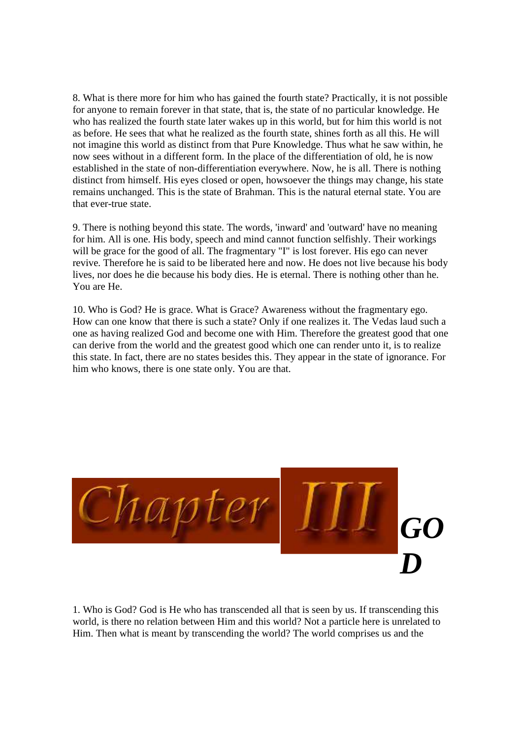8. What is there more for him who has gained the fourth state? Practically, it is not possible for anyone to remain forever in that state, that is, the state of no particular knowledge. He who has realized the fourth state later wakes up in this world, but for him this world is not as before. He sees that what he realized as the fourth state, shines forth as all this. He will not imagine this world as distinct from that Pure Knowledge. Thus what he saw within, he now sees without in a different form. In the place of the differentiation of old, he is now established in the state of non-differentiation everywhere. Now, he is all. There is nothing distinct from himself. His eyes closed or open, howsoever the things may change, his state remains unchanged. This is the state of Brahman. This is the natural eternal state. You are that ever-true state.

9. There is nothing beyond this state. The words, 'inward' and 'outward' have no meaning for him. All is one. His body, speech and mind cannot function selfishly. Their workings will be grace for the good of all. The fragmentary "I" is lost forever. His ego can never revive. Therefore he is said to be liberated here and now. He does not live because his body lives, nor does he die because his body dies. He is eternal. There is nothing other than he. You are He.

10. Who is God? He is grace. What is Grace? Awareness without the fragmentary ego. How can one know that there is such a state? Only if one realizes it. The Vedas laud such a one as having realized God and become one with Him. Therefore the greatest good that one can derive from the world and the greatest good which one can render unto it, is to realize this state. In fact, there are no states besides this. They appear in the state of ignorance. For him who knows, there is one state only. You are that.

# Chapter III *GOD*

1. Who is God? God is He who has transcended all that is seen by us. If transcending this world, is there no relation between Him and this world? Not a particle here is unrelated to Him. Then what is meant by transcending the world? The world comprises us and the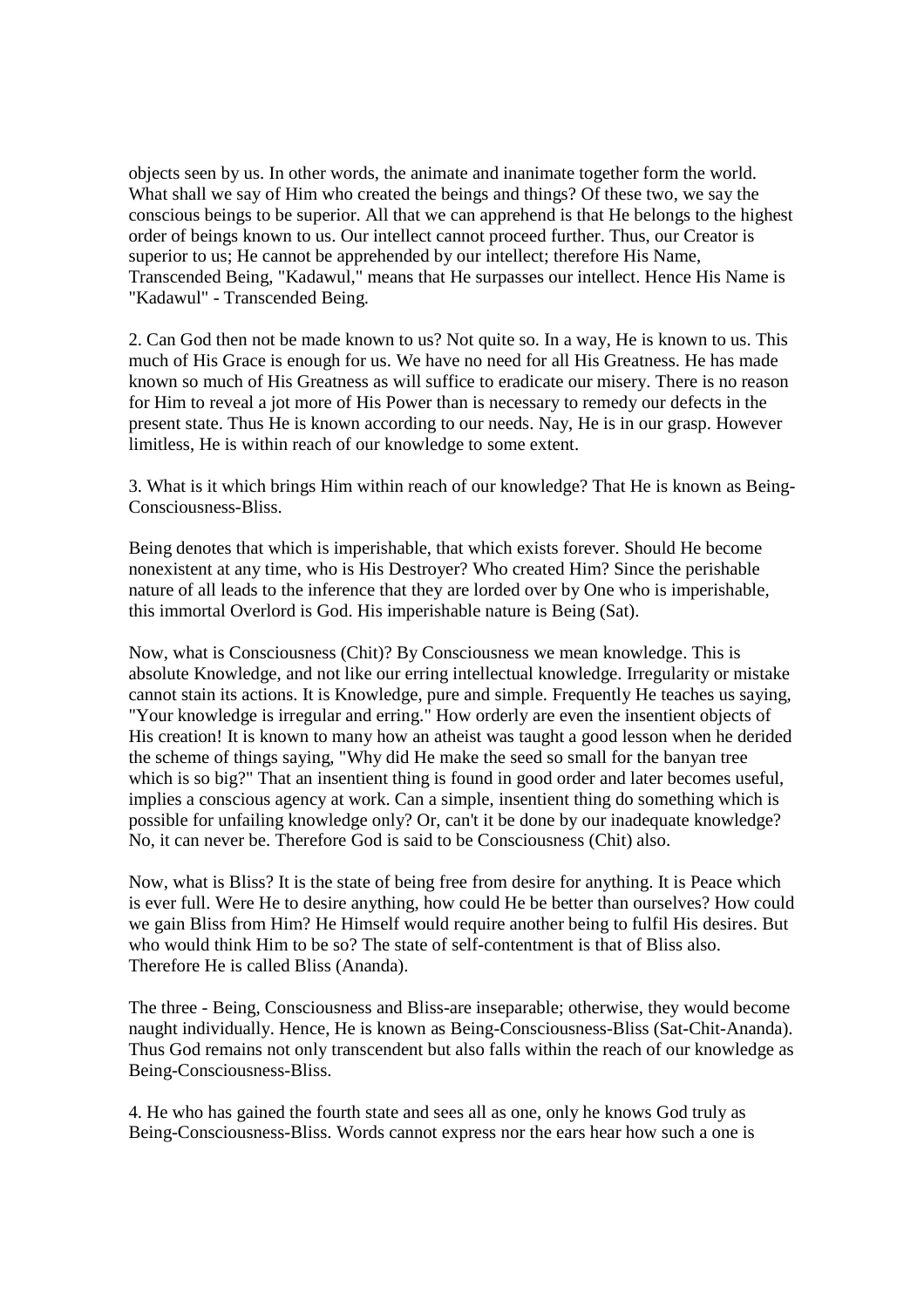objects seen by us. In other words, the animate and inanimate together form the world. What shall we say of Him who created the beings and things? Of these two, we say the conscious beings to be superior. All that we can apprehend is that He belongs to the highest order of beings known to us. Our intellect cannot proceed further. Thus, our Creator is superior to us; He cannot be apprehended by our intellect; therefore His Name, Transcended Being, "Kadawul," means that He surpasses our intellect. Hence His Name is "Kadawul" - Transcended Being.

2. Can God then not be made known to us? Not quite so. In a way, He is known to us. This much of His Grace is enough for us. We have no need for all His Greatness. He has made known so much of His Greatness as will suffice to eradicate our misery. There is no reason for Him to reveal a jot more of His Power than is necessary to remedy our defects in the present state. Thus He is known according to our needs. Nay, He is in our grasp. However limitless, He is within reach of our knowledge to some extent.

3. What is it which brings Him within reach of our knowledge? That He is known as Being-Consciousness-Bliss.

Being denotes that which is imperishable, that which exists forever. Should He become nonexistent at any time, who is His Destroyer? Who created Him? Since the perishable nature of all leads to the inference that they are lorded over by One who is imperishable, this immortal Overlord is God. His imperishable nature is Being (Sat).

Now, what is Consciousness (Chit)? By Consciousness we mean knowledge. This is absolute Knowledge, and not like our erring intellectual knowledge. Irregularity or mistake cannot stain its actions. It is Knowledge, pure and simple. Frequently He teaches us saying, "Your knowledge is irregular and erring." How orderly are even the insentient objects of His creation! It is known to many how an atheist was taught a good lesson when he derided the scheme of things saying, "Why did He make the seed so small for the banyan tree which is so big?" That an insentient thing is found in good order and later becomes useful, implies a conscious agency at work. Can a simple, insentient thing do something which is possible for unfailing knowledge only? Or, can't it be done by our inadequate knowledge? No, it can never be. Therefore God is said to be Consciousness (Chit) also.

Now, what is Bliss? It is the state of being free from desire for anything. It is Peace which is ever full. Were He to desire anything, how could He be better than ourselves? How could we gain Bliss from Him? He Himself would require another being to fulfil His desires. But who would think Him to be so? The state of self-contentment is that of Bliss also. Therefore He is called Bliss (Ananda).

The three - Being, Consciousness and Bliss-are inseparable; otherwise, they would become naught individually. Hence, He is known as Being-Consciousness-Bliss (Sat-Chit-Ananda). Thus God remains not only transcendent but also falls within the reach of our knowledge as Being-Consciousness-Bliss.

4. He who has gained the fourth state and sees all as one, only he knows God truly as Being-Consciousness-Bliss. Words cannot express nor the ears hear how such a one is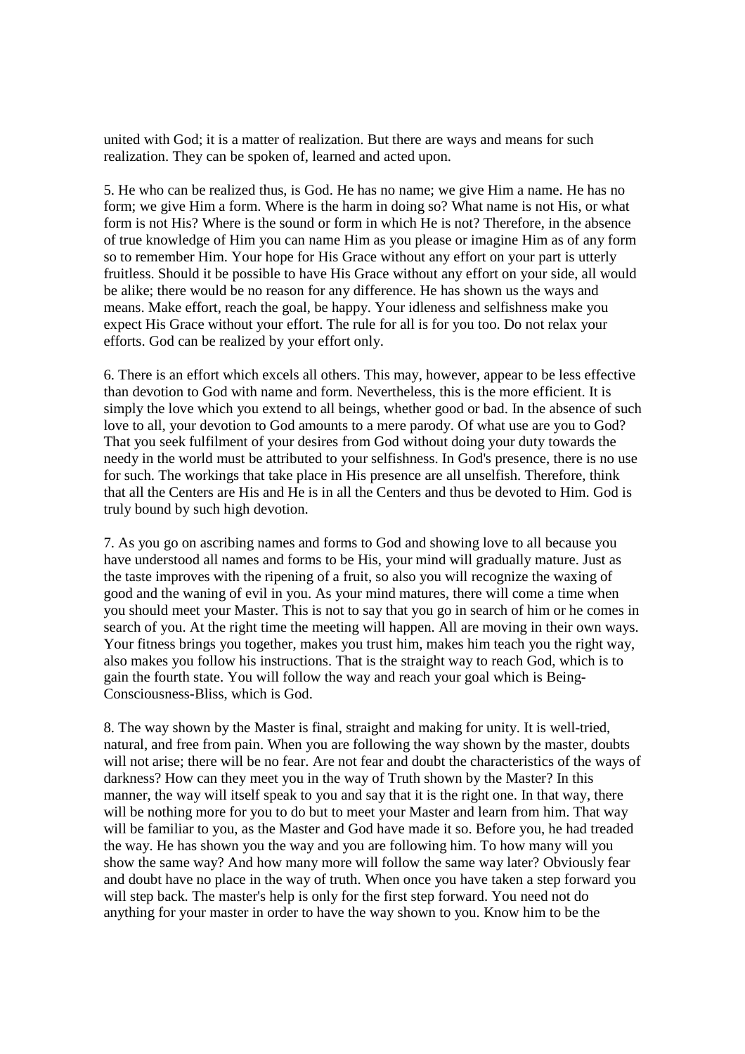united with God; it is a matter of realization. But there are ways and means for such realization. They can be spoken of, learned and acted upon.

5. He who can be realized thus, is God. He has no name; we give Him a name. He has no form; we give Him a form. Where is the harm in doing so? What name is not His, or what form is not His? Where is the sound or form in which He is not? Therefore, in the absence of true knowledge of Him you can name Him as you please or imagine Him as of any form so to remember Him. Your hope for His Grace without any effort on your part is utterly fruitless. Should it be possible to have His Grace without any effort on your side, all would be alike; there would be no reason for any difference. He has shown us the ways and means. Make effort, reach the goal, be happy. Your idleness and selfishness make you expect His Grace without your effort. The rule for all is for you too. Do not relax your efforts. God can be realized by your effort only.

6. There is an effort which excels all others. This may, however, appear to be less effective than devotion to God with name and form. Nevertheless, this is the more efficient. It is simply the love which you extend to all beings, whether good or bad. In the absence of such love to all, your devotion to God amounts to a mere parody. Of what use are you to God? That you seek fulfilment of your desires from God without doing your duty towards the needy in the world must be attributed to your selfishness. In God's presence, there is no use for such. The workings that take place in His presence are all unselfish. Therefore, think that all the Centers are His and He is in all the Centers and thus be devoted to Him. God is truly bound by such high devotion.

7. As you go on ascribing names and forms to God and showing love to all because you have understood all names and forms to be His, your mind will gradually mature. Just as the taste improves with the ripening of a fruit, so also you will recognize the waxing of good and the waning of evil in you. As your mind matures, there will come a time when you should meet your Master. This is not to say that you go in search of him or he comes in search of you. At the right time the meeting will happen. All are moving in their own ways. Your fitness brings you together, makes you trust him, makes him teach you the right way, also makes you follow his instructions. That is the straight way to reach God, which is to gain the fourth state. You will follow the way and reach your goal which is Being-Consciousness-Bliss, which is God.

8. The way shown by the Master is final, straight and making for unity. It is well-tried, natural, and free from pain. When you are following the way shown by the master, doubts will not arise; there will be no fear. Are not fear and doubt the characteristics of the ways of darkness? How can they meet you in the way of Truth shown by the Master? In this manner, the way will itself speak to you and say that it is the right one. In that way, there will be nothing more for you to do but to meet your Master and learn from him. That way will be familiar to you, as the Master and God have made it so. Before you, he had treaded the way. He has shown you the way and you are following him. To how many will you show the same way? And how many more will follow the same way later? Obviously fear and doubt have no place in the way of truth. When once you have taken a step forward you will step back. The master's help is only for the first step forward. You need not do anything for your master in order to have the way shown to you. Know him to be the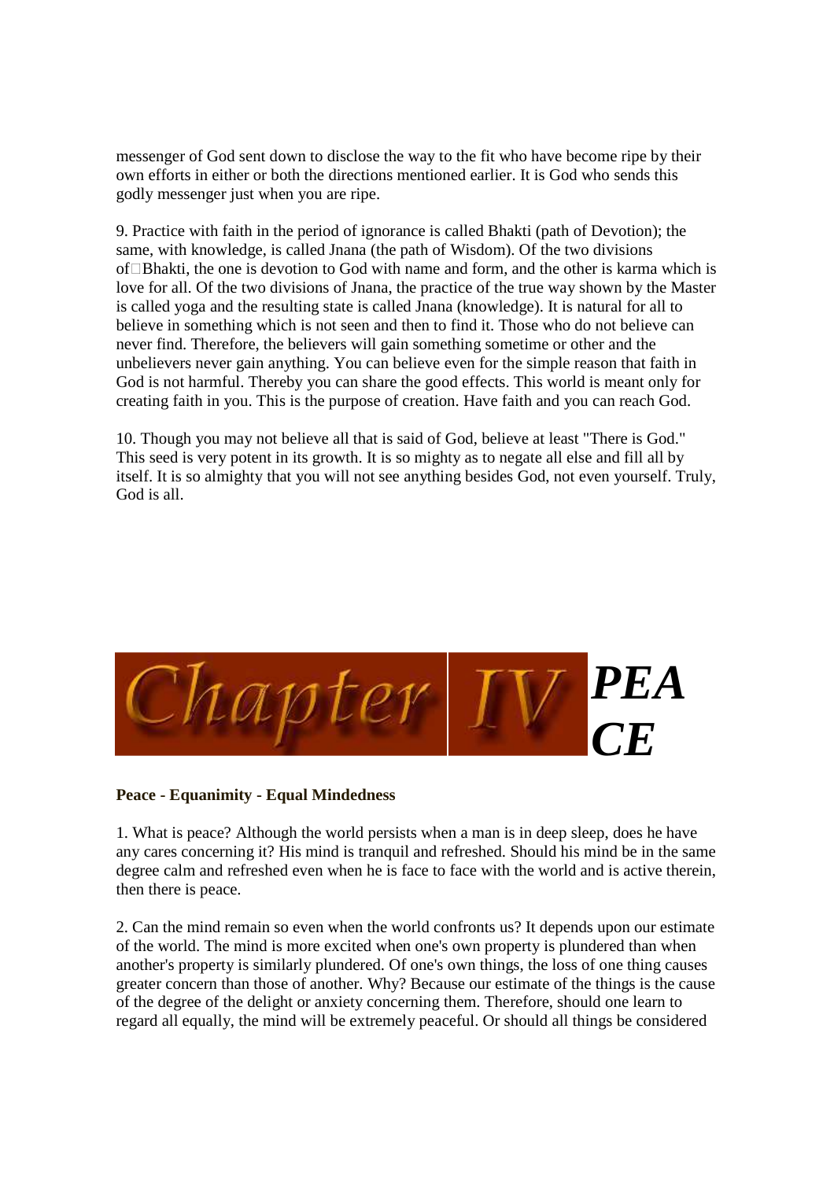messenger of God sent down to disclose the way to the fit who have become ripe by their own efforts in either or both the directions mentioned earlier. It is God who sends this godly messenger just when you are ripe.

9. Practice with faith in the period of ignorance is called Bhakti (path of Devotion); the same, with knowledge, is called Jnana (the path of Wisdom). Of the two divisions of Bhakti, the one is devotion to God with name and form, and the other is karma which is love for all. Of the two divisions of Jnana, the practice of the true way shown by the Master is called yoga and the resulting state is called Jnana (knowledge). It is natural for all to believe in something which is not seen and then to find it. Those who do not believe can never find. Therefore, the believers will gain something sometime or other and the unbelievers never gain anything. You can believe even for the simple reason that faith in God is not harmful. Thereby you can share the good effects. This world is meant only for creating faith in you. This is the purpose of creation. Have faith and you can reach God.

10. Though you may not believe all that is said of God, believe at least "There is God." This seed is very potent in its growth. It is so mighty as to negate all else and fill all by itself. It is so almighty that you will not see anything besides God, not even yourself. Truly, God is all.

# Chapter IV *PEACE*

**Peace - Equanimity - Equal Mindedness**

1. What is peace? Although the world persists when a man is in deep sleep, does he have any cares concerning it? His mind is tranquil and refreshed. Should his mind be in the same degree calm and refreshed even when he is face to face with the world and is active therein, then there is peace.

2. Can the mind remain so even when the world confronts us? It depends upon our estimate of the world. The mind is more excited when one's own property is plundered than when another's property is similarly plundered. Of one's own things, the loss of one thing causes greater concern than those of another. Why? Because our estimate of the things is the cause of the degree of the delight or anxiety concerning them. Therefore, should one learn to regard all equally, the mind will be extremely peaceful. Or should all things be considered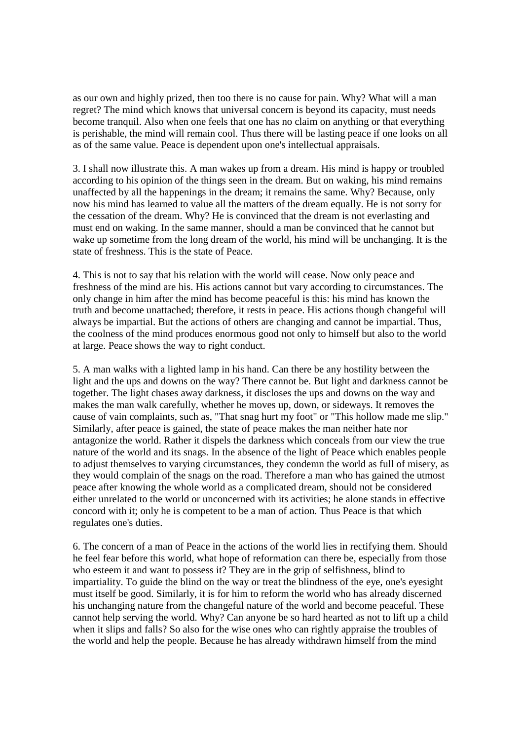as our own and highly prized, then too there is no cause for pain. Why? What will a man regret? The mind which knows that universal concern is beyond its capacity, must needs become tranquil. Also when one feels that one has no claim on anything or that everything is perishable, the mind will remain cool. Thus there will be lasting peace if one looks on all as of the same value. Peace is dependent upon one's intellectual appraisals.

3. I shall now illustrate this. A man wakes up from a dream. His mind is happy or troubled according to his opinion of the things seen in the dream. But on waking, his mind remains unaffected by all the happenings in the dream; it remains the same. Why? Because, only now his mind has learned to value all the matters of the dream equally. He is not sorry for the cessation of the dream. Why? He is convinced that the dream is not everlasting and must end on waking. In the same manner, should a man be convinced that he cannot but wake up sometime from the long dream of the world, his mind will be unchanging. It is the state of freshness. This is the state of Peace.

4. This is not to say that his relation with the world will cease. Now only peace and freshness of the mind are his. His actions cannot but vary according to circumstances. The only change in him after the mind has become peaceful is this: his mind has known the truth and become unattached; therefore, it rests in peace. His actions though changeful will always be impartial. But the actions of others are changing and cannot be impartial. Thus, the coolness of the mind produces enormous good not only to himself but also to the world at large. Peace shows the way to right conduct.

5. A man walks with a lighted lamp in his hand. Can there be any hostility between the light and the ups and downs on the way? There cannot be. But light and darkness cannot be together. The light chases away darkness, it discloses the ups and downs on the way and makes the man walk carefully, whether he moves up, down, or sideways. It removes the cause of vain complaints, such as, "That snag hurt my foot" or "This hollow made me slip." Similarly, after peace is gained, the state of peace makes the man neither hate nor antagonize the world. Rather it dispels the darkness which conceals from our view the true nature of the world and its snags. In the absence of the light of Peace which enables people to adjust themselves to varying circumstances, they condemn the world as full of misery, as they would complain of the snags on the road. Therefore a man who has gained the utmost peace after knowing the whole world as a complicated dream, should not be considered either unrelated to the world or unconcerned with its activities; he alone stands in effective concord with it; only he is competent to be a man of action. Thus Peace is that which regulates one's duties.

6. The concern of a man of Peace in the actions of the world lies in rectifying them. Should he feel fear before this world, what hope of reformation can there be, especially from those who esteem it and want to possess it? They are in the grip of selfishness, blind to impartiality. To guide the blind on the way or treat the blindness of the eye, one's eyesight must itself be good. Similarly, it is for him to reform the world who has already discerned his unchanging nature from the changeful nature of the world and become peaceful. These cannot help serving the world. Why? Can anyone be so hard hearted as not to lift up a child when it slips and falls? So also for the wise ones who can rightly appraise the troubles of the world and help the people. Because he has already withdrawn himself from the mind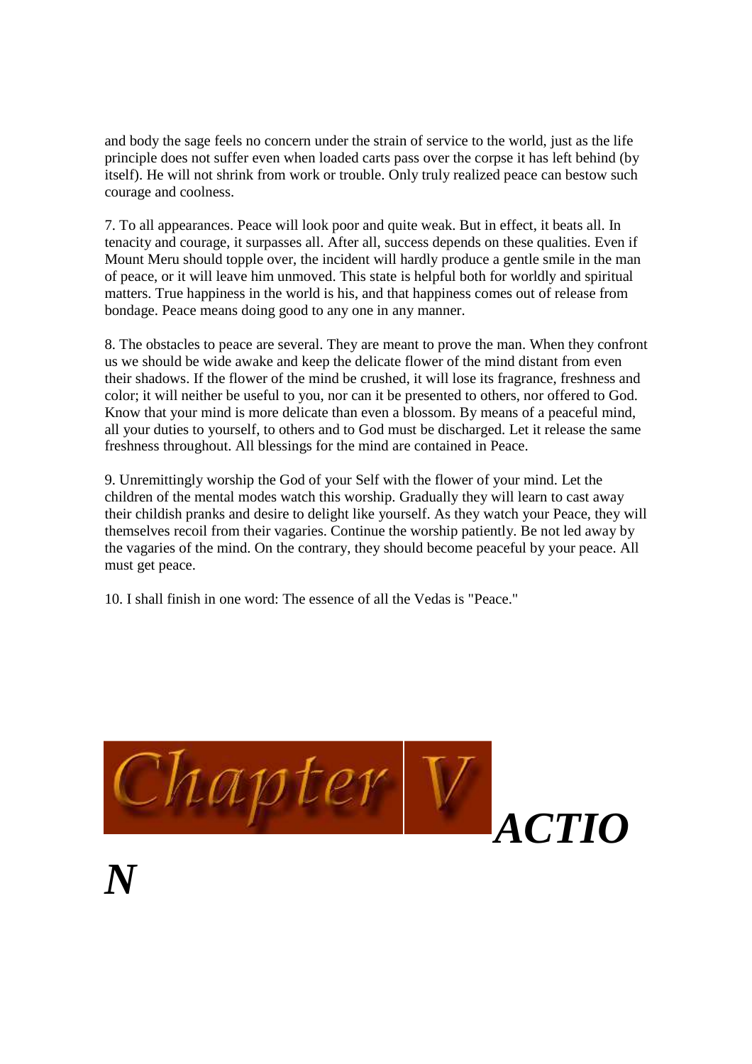and body the sage feels no concern under the strain of service to the world, just as the life principle does not suffer even when loaded carts pass over the corpse it has left behind (by itself). He will not shrink from work or trouble. Only truly realized peace can bestow such courage and coolness.

7. To all appearances. Peace will look poor and quite weak. But in effect, it beats all. In tenacity and courage, it surpasses all. After all, success depends on these qualities. Even if Mount Meru should topple over, the incident will hardly produce a gentle smile in the man of peace, or it will leave him unmoved. This state is helpful both for worldly and spiritual matters. True happiness in the world is his, and that happiness comes out of release from bondage. Peace means doing good to any one in any manner.

8. The obstacles to peace are several. They are meant to prove the man. When they confront us we should be wide awake and keep the delicate flower of the mind distant from even their shadows. If the flower of the mind be crushed, it will lose its fragrance, freshness and color; it will neither be useful to you, nor can it be presented to others, nor offered to God. Know that your mind is more delicate than even a blossom. By means of a peaceful mind, all your duties to yourself, to others and to God must be discharged. Let it release the same freshness throughout. All blessings for the mind are contained in Peace.

9. Unremittingly worship the God of your Self with the flower of your mind. Let the children of the mental modes watch this worship. Gradually they will learn to cast away their childish pranks and desire to delight like yourself. As they watch your Peace, they will themselves recoil from their vagaries. Continue the worship patiently. Be not led away by the vagaries of the mind. On the contrary, they should become peaceful by your peace. All must get peace.

10. I shall finish in one word: The essence of all the Vedas is "Peace."

# Chapter V *ACTION*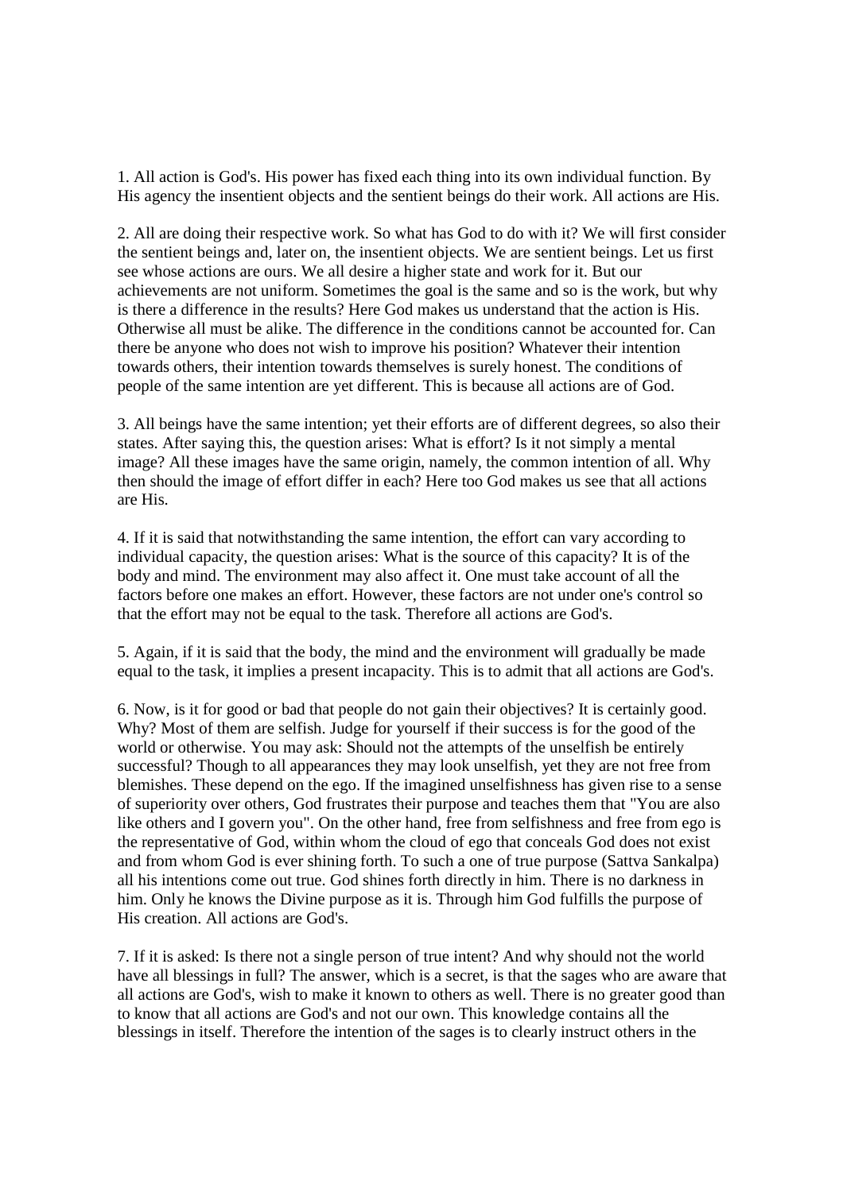1. All action is God's. His power has fixed each thing into its own individual function. By His agency the insentient objects and the sentient beings do their work. All actions are His.

2. All are doing their respective work. So what has God to do with it? We will first consider the sentient beings and, later on, the insentient objects. We are sentient beings. Let us first see whose actions are ours. We all desire a higher state and work for it. But our achievements are not uniform. Sometimes the goal is the same and so is the work, but why is there a difference in the results? Here God makes us understand that the action is His. Otherwise all must be alike. The difference in the conditions cannot be accounted for. Can there be anyone who does not wish to improve his position? Whatever their intention towards others, their intention towards themselves is surely honest. The conditions of people of the same intention are yet different. This is because all actions are of God.

3. All beings have the same intention; yet their efforts are of different degrees, so also their states. After saying this, the question arises: What is effort? Is it not simply a mental image? All these images have the same origin, namely, the common intention of all. Why then should the image of effort differ in each? Here too God makes us see that all actions are His.

4. If it is said that notwithstanding the same intention, the effort can vary according to individual capacity, the question arises: What is the source of this capacity? It is of the body and mind. The environment may also affect it. One must take account of all the factors before one makes an effort. However, these factors are not under one's control so that the effort may not be equal to the task. Therefore all actions are God's.

5. Again, if it is said that the body, the mind and the environment will gradually be made equal to the task, it implies a present incapacity. This is to admit that all actions are God's.

6. Now, is it for good or bad that people do not gain their objectives? It is certainly good. Why? Most of them are selfish. Judge for yourself if their success is for the good of the world or otherwise. You may ask: Should not the attempts of the unselfish be entirely successful? Though to all appearances they may look unselfish, yet they are not free from blemishes. These depend on the ego. If the imagined unselfishness has given rise to a sense of superiority over others, God frustrates their purpose and teaches them that "You are also like others and I govern you". On the other hand, free from selfishness and free from ego is the representative of God, within whom the cloud of ego that conceals God does not exist and from whom God is ever shining forth. To such a one of true purpose (Sattva Sankalpa) all his intentions come out true. God shines forth directly in him. There is no darkness in him. Only he knows the Divine purpose as it is. Through him God fulfills the purpose of His creation. All actions are God's.

7. If it is asked: Is there not a single person of true intent? And why should not the world have all blessings in full? The answer, which is a secret, is that the sages who are aware that all actions are God's, wish to make it known to others as well. There is no greater good than to know that all actions are God's and not our own. This knowledge contains all the blessings in itself. Therefore the intention of the sages is to clearly instruct others in the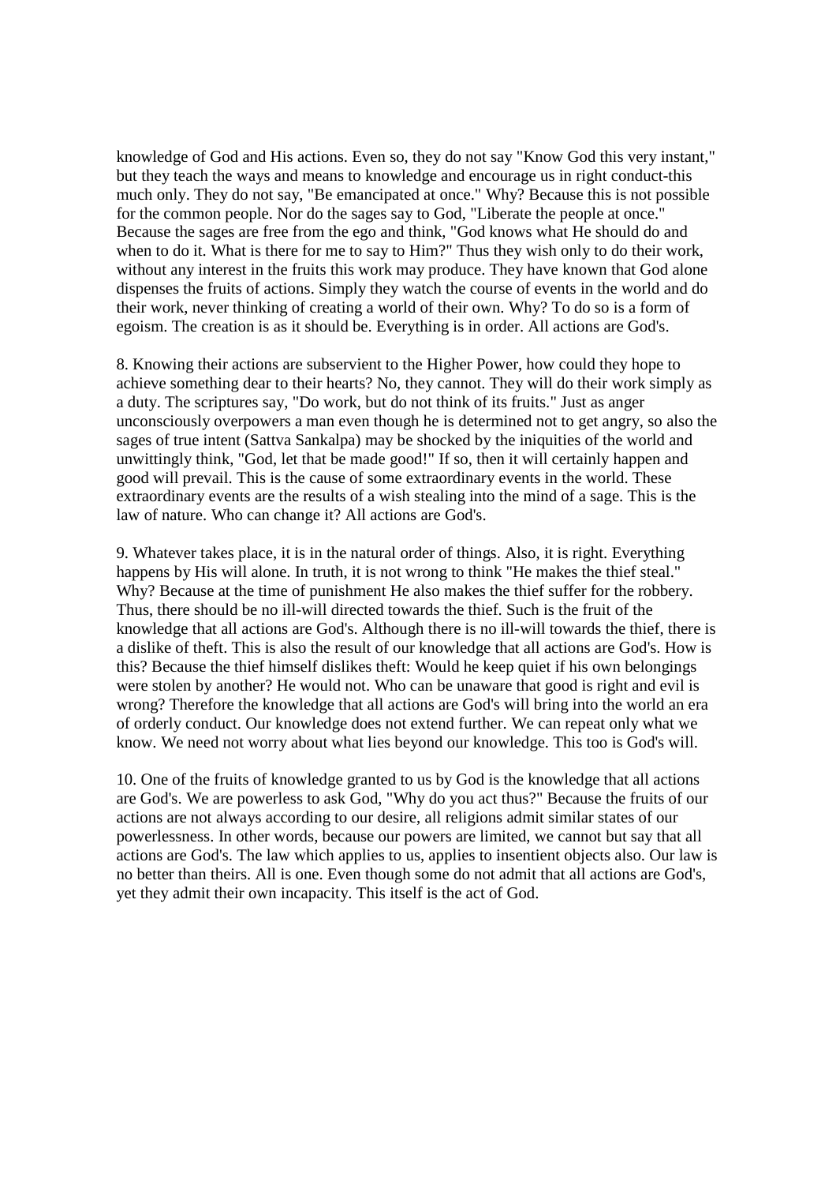knowledge of God and His actions. Even so, they do not say "Know God this very instant," but they teach the ways and means to knowledge and encourage us in right conduct-this much only. They do not say, "Be emancipated at once." Why? Because this is not possible for the common people. Nor do the sages say to God, "Liberate the people at once." Because the sages are free from the ego and think, "God knows what He should do and when to do it. What is there for me to say to Him?" Thus they wish only to do their work, without any interest in the fruits this work may produce. They have known that God alone dispenses the fruits of actions. Simply they watch the course of events in the world and do their work, never thinking of creating a world of their own. Why? To do so is a form of egoism. The creation is as it should be. Everything is in order. All actions are God's.

8. Knowing their actions are subservient to the Higher Power, how could they hope to achieve something dear to their hearts? No, they cannot. They will do their work simply as a duty. The scriptures say, "Do work, but do not think of its fruits." Just as anger unconsciously overpowers a man even though he is determined not to get angry, so also the sages of true intent (Sattva Sankalpa) may be shocked by the iniquities of the world and unwittingly think, "God, let that be made good!" If so, then it will certainly happen and good will prevail. This is the cause of some extraordinary events in the world. These extraordinary events are the results of a wish stealing into the mind of a sage. This is the law of nature. Who can change it? All actions are God's.

9. Whatever takes place, it is in the natural order of things. Also, it is right. Everything happens by His will alone. In truth, it is not wrong to think "He makes the thief steal." Why? Because at the time of punishment He also makes the thief suffer for the robbery. Thus, there should be no ill-will directed towards the thief. Such is the fruit of the knowledge that all actions are God's. Although there is no ill-will towards the thief, there is a dislike of theft. This is also the result of our knowledge that all actions are God's. How is this? Because the thief himself dislikes theft: Would he keep quiet if his own belongings were stolen by another? He would not. Who can be unaware that good is right and evil is wrong? Therefore the knowledge that all actions are God's will bring into the world an era of orderly conduct. Our knowledge does not extend further. We can repeat only what we know. We need not worry about what lies beyond our knowledge. This too is God's will.

10. One of the fruits of knowledge granted to us by God is the knowledge that all actions are God's. We are powerless to ask God, "Why do you act thus?" Because the fruits of our actions are not always according to our desire, all religions admit similar states of our powerlessness. In other words, because our powers are limited, we cannot but say that all actions are God's. The law which applies to us, applies to insentient objects also. Our law is no better than theirs. All is one. Even though some do not admit that all actions are God's, yet they admit their own incapacity. This itself is the act of God.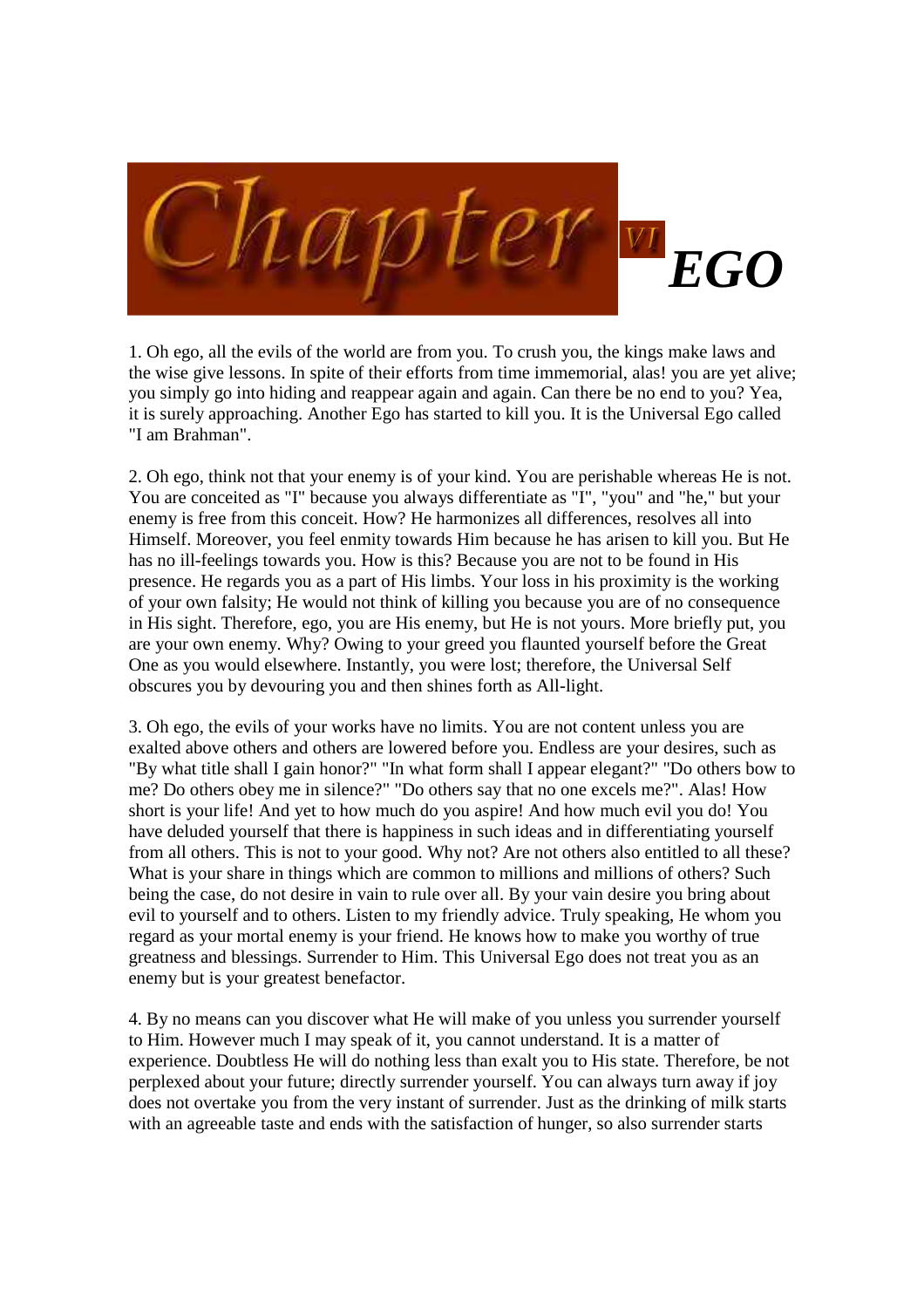# Chapter VI EGO

1. Oh ego, all the evils of the world are from you. To crush you, the kings make laws and the wise give lessons. In spite of their efforts from time immemorial, alas! you are yet alive; you simply go into hiding and reappear again and again. Can there be no end to you? Yea, it is surely approaching. Another Ego has started to kill you. It is the Universal Ego called "I am Brahman".

2. Oh ego, think not that your enemy is of your kind. You are perishable whereas He is not. You are conceited as "I" because you always differentiate as "I", "you" and "he," but your enemy is free from this conceit. How? He harmonizes all differences, resolves all into Himself. Moreover, you feel enmity towards Him because he has arisen to kill you. But He has no ill-feelings towards you. How is this? Because you are not to be found in His presence. He regards you as a part of His limbs. Your loss in his proximity is the working of your own falsity; He would not think of killing you because you are of no consequence in His sight. Therefore, ego, you are His enemy, but He is not yours. More briefly put, you are your own enemy. Why? Owing to your greed you flaunted yourself before the Great One as you would elsewhere. Instantly, you were lost; therefore, the Universal Self obscures you by devouring you and then shines forth as All-light.

3. Oh ego, the evils of your works have no limits. You are not content unless you are exalted above others and others are lowered before you. Endless are your desires, such as "By what title shall I gain honor?" "In what form shall I appear elegant?" "Do others bow to me? Do others obey me in silence?" "Do others say that no one excels me?". Alas! How short is your life! And yet to how much do you aspire! And how much evil you do! You have deluded yourself that there is happiness in such ideas and in differentiating yourself from all others. This is not to your good. Why not? Are not others also entitled to all these? What is your share in things which are common to millions and millions of others? Such being the case, do not desire in vain to rule over all. By your vain desire you bring about evil to yourself and to others. Listen to my friendly advice. Truly speaking, He whom you regard as your mortal enemy is your friend. He knows how to make you worthy of true greatness and blessings. Surrender to Him. This Universal Ego does not treat you as an enemy but is your greatest benefactor.

4. By no means can you discover what He will make of you unless you surrender yourself to Him. However much I may speak of it, you cannot understand. It is a matter of experience. Doubtless He will do nothing less than exalt you to His state. Therefore, be not perplexed about your future; directly surrender yourself. You can always turn away if joy does not overtake you from the very instant of surrender. Just as the drinking of milk starts with an agreeable taste and ends with the satisfaction of hunger, so also surrender starts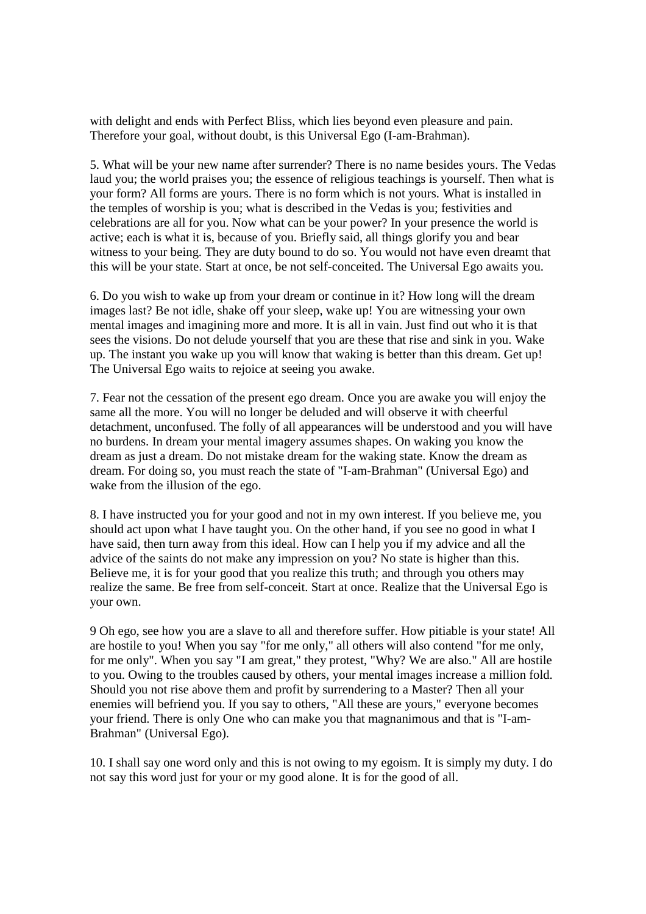with delight and ends with Perfect Bliss, which lies beyond even pleasure and pain. Therefore your goal, without doubt, is this Universal Ego (I-am-Brahman).

5. What will be your new name after surrender? There is no name besides yours. The Vedas laud you; the world praises you; the essence of religious teachings is yourself. Then what is your form? All forms are yours. There is no form which is not yours. What is installed in the temples of worship is you; what is described in the Vedas is you; festivities and celebrations are all for you. Now what can be your power? In your presence the world is active; each is what it is, because of you. Briefly said, all things glorify you and bear witness to your being. They are duty bound to do so. You would not have even dreamt that this will be your state. Start at once, be not self-conceited. The Universal Ego awaits you.

6. Do you wish to wake up from your dream or continue in it? How long will the dream images last? Be not idle, shake off your sleep, wake up! You are witnessing your own mental images and imagining more and more. It is all in vain. Just find out who it is that sees the visions. Do not delude yourself that you are these that rise and sink in you. Wake up. The instant you wake up you will know that waking is better than this dream. Get up! The Universal Ego waits to rejoice at seeing you awake.

7. Fear not the cessation of the present ego dream. Once you are awake you will enjoy the same all the more. You will no longer be deluded and will observe it with cheerful detachment, unconfused. The folly of all appearances will be understood and you will have no burdens. In dream your mental imagery assumes shapes. On waking you know the dream as just a dream. Do not mistake dream for the waking state. Know the dream as dream. For doing so, you must reach the state of "I-am-Brahman" (Universal Ego) and wake from the illusion of the ego.

8. I have instructed you for your good and not in my own interest. If you believe me, you should act upon what I have taught you. On the other hand, if you see no good in what I have said, then turn away from this ideal. How can I help you if my advice and all the advice of the saints do not make any impression on you? No state is higher than this. Believe me, it is for your good that you realize this truth; and through you others may realize the same. Be free from self-conceit. Start at once. Realize that the Universal Ego is your own.

9 Oh ego, see how you are a slave to all and therefore suffer. How pitiable is your state! All are hostile to you! When you say "for me only," all others will also contend "for me only, for me only". When you say "I am great," they protest, "Why? We are also." All are hostile to you. Owing to the troubles caused by others, your mental images increase a million fold. Should you not rise above them and profit by surrendering to a Master? Then all your enemies will befriend you. If you say to others, "All these are yours," everyone becomes your friend. There is only One who can make you that magnanimous and that is "I-am-Brahman" (Universal Ego).

10. I shall say one word only and this is not owing to my egoism. It is simply my duty. I do not say this word just for your or my good alone. It is for the good of all.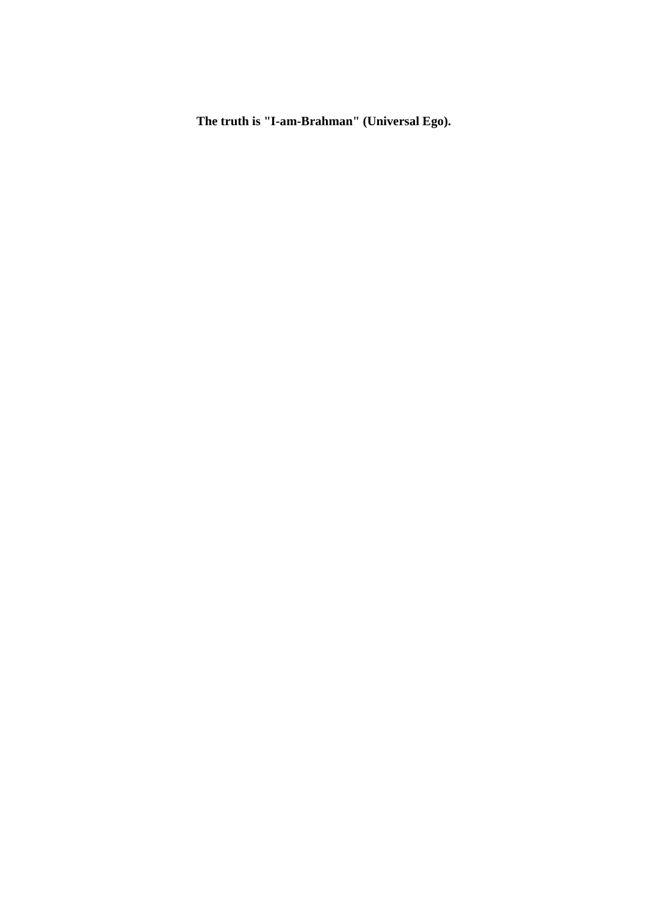**The truth is "I-am-Brahman" (Universal Ego).**